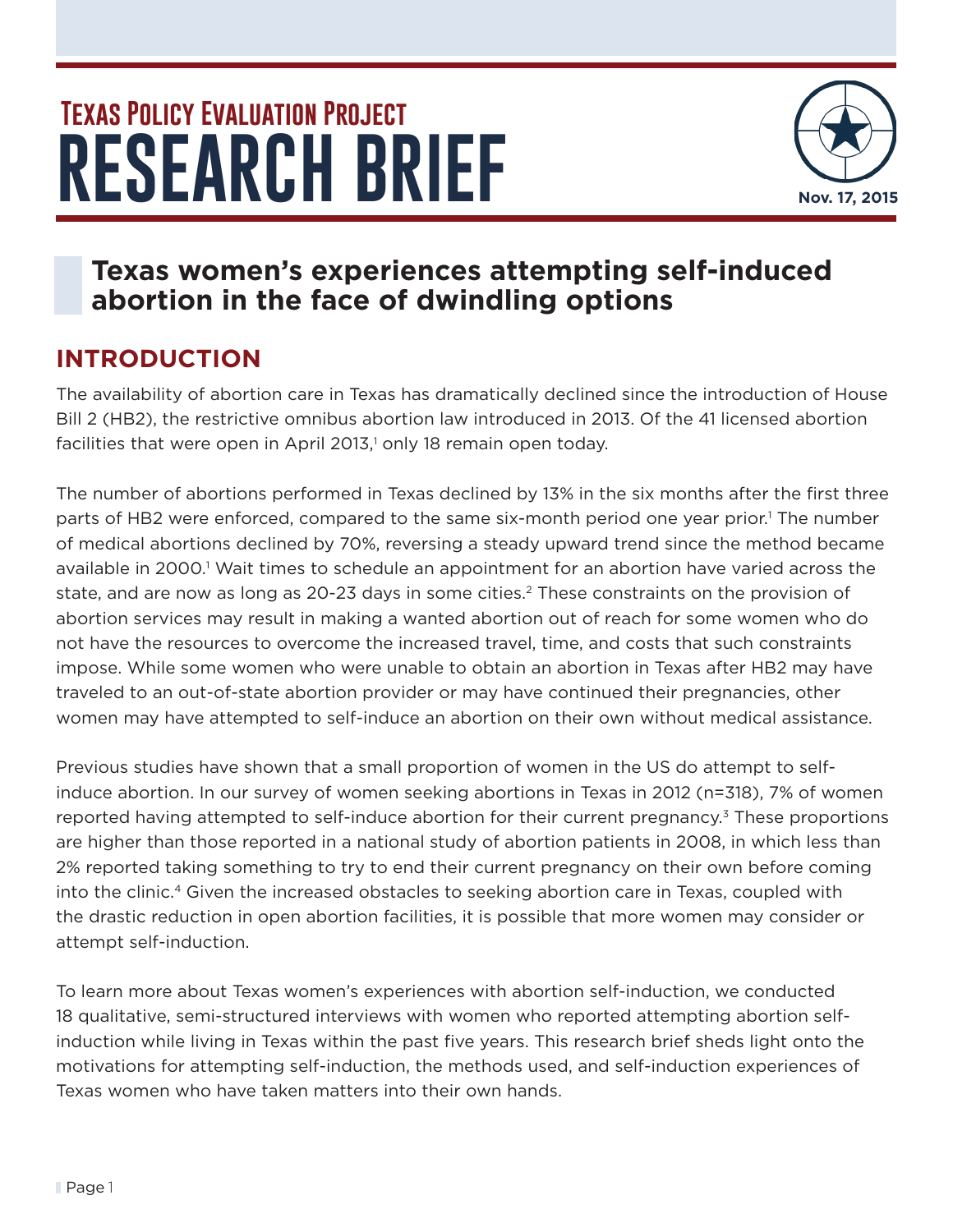# Texas Policy Evaluation Project

# RESEARCH BRIEF

Nov. 17, 2015

## Texas women's experiences attempting self-induced abortion in the face of dwindling options

## INTRODUCTION

The availability of abortion care in Texas has dramatically declined since the introduction of House Bill 2 (HB2), the restrictive omnibus abortion law introduced in 2013. Of the 41 licensed abortion facilities that were open in April 2013,[1] only 18 remain open today.

The number of abortions performed in Texas declined by 13% in the six months after the first three parts of HB2 were enforced, compared to the same six-month period one year prior.[1] The number of medical abortions declined by 70%, reversing a steady upward trend since the method became available in 2000.[1] Wait times to schedule an appointment for an abortion have varied across the state, and are now as long as 20-23 days in some cities.[2] These constraints on the provision of abortion services may result in making a wanted abortion out of reach for some women who do not have the resources to overcome the increased travel, time, and costs that such constraints impose. While some women who were unable to obtain an abortion in Texas after HB2 may have traveled to an out-of-state abortion provider or may have continued their pregnancies, other women may have attempted to self-induce an abortion on their own without medical assistance.

Previous studies have shown that a small proportion of women in the US do attempt to self-induce abortion. In our survey of women seeking abortions in Texas in 2012 (n=318), 7% of women reported having attempted to self-induce abortion for their current pregnancy.[3] These proportions are higher than those reported in a national study of abortion patients in 2008, in which less than 2% reported taking something to try to end their current pregnancy on their own before coming into the clinic.[4] Given the increased obstacles to seeking abortion care in Texas, coupled with the drastic reduction in open abortion facilities, it is possible that more women may consider or attempt self-induction.

To learn more about Texas women's experiences with abortion self-induction, we conducted 18 qualitative, semi-structured interviews with women who reported attempting abortion self-induction while living in Texas within the past five years. This research brief sheds light onto the motivations for attempting self-induction, the methods used, and self-induction experiences of Texas women who have taken matters into their own hands.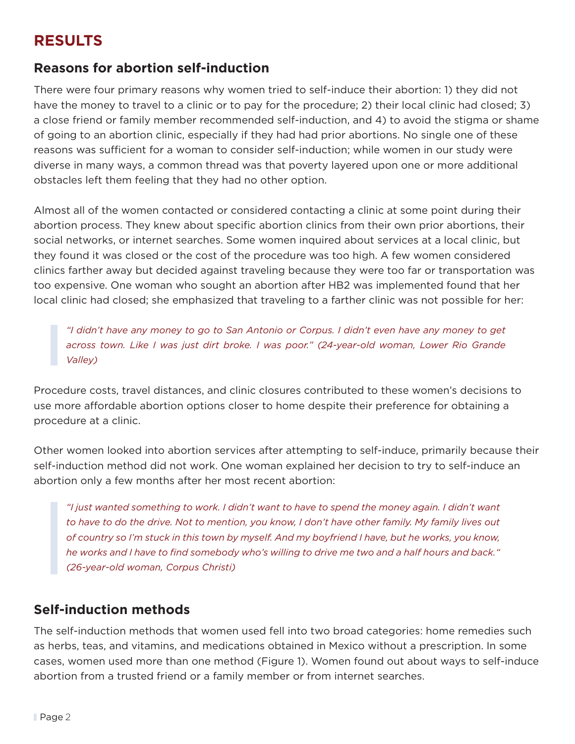## RESULTS

### Reasons for abortion self-induction

There were four primary reasons why women tried to self-induce their abortion: 1) they did not have the money to travel to a clinic or to pay for the procedure; 2) their local clinic had closed; 3) a close friend or family member recommended self-induction, and 4) to avoid the stigma or shame of going to an abortion clinic, especially if they had had prior abortions. No single one of these reasons was sufficient for a woman to consider self-induction; while women in our study were diverse in many ways, a common thread was that poverty layered upon one or more additional obstacles left them feeling that they had no other option.

Almost all of the women contacted or considered contacting a clinic at some point during their abortion process. They knew about specific abortion clinics from their own prior abortions, their social networks, or internet searches. Some women inquired about services at a local clinic, but they found it was closed or the cost of the procedure was too high. A few women considered clinics farther away but decided against traveling because they were too far or transportation was too expensive. One woman who sought an abortion after HB2 was implemented found that her local clinic had closed; she emphasized that traveling to a farther clinic was not possible for her:

> *"I didn't have any money to go to San Antonio or Corpus. I didn't even have any money to get across town. Like I was just dirt broke. I was poor." (24-year-old woman, Lower Rio Grande Valley)*

Procedure costs, travel distances, and clinic closures contributed to these women's decisions to use more affordable abortion options closer to home despite their preference for obtaining a procedure at a clinic.

Other women looked into abortion services after attempting to self-induce, primarily because their self-induction method did not work. One woman explained her decision to try to self-induce an abortion only a few months after her most recent abortion:

> *"I just wanted something to work. I didn't want to have to spend the money again. I didn't want to have to do the drive. Not to mention, you know, I don't have other family. My family lives out of country so I'm stuck in this town by myself. And my boyfriend I have, but he works, you know, he works and I have to find somebody who's willing to drive me two and a half hours and back." (26-year-old woman, Corpus Christi)*

### Self-induction methods

The self-induction methods that women used fell into two broad categories: home remedies such as herbs, teas, and vitamins, and medications obtained in Mexico without a prescription. In some cases, women used more than one method (Figure 1). Women found out about ways to self-induce abortion from a trusted friend or a family member or from internet searches.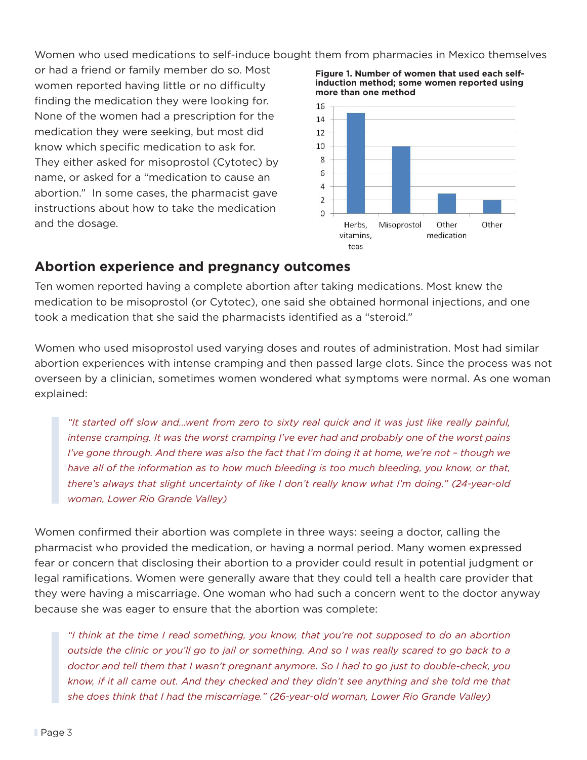Women who used medications to self-induce bought them from pharmacies in Mexico themselves or had a friend or family member do so. Most women reported having little or no difficulty finding the medication they were looking for. None of the women had a prescription for the medication they were seeking, but most did know which specific medication to ask for. They either asked for misoprostol (Cytotec) by name, or asked for a "medication to cause an abortion." In some cases, the pharmacist gave instructions about how to take the medication and the dosage.

**Figure 1. Number of women that used each self-induction method; some women reported using more than one method**

| Method | Number of women |
| --- | --- |
| Herbs, vitamins, teas | 15 |
| Misoprostol | 10 |
| Other medication | 3 |
| Other | 2 |

## Abortion experience and pregnancy outcomes

Ten women reported having a complete abortion after taking medications. Most knew the medication to be misoprostol (or Cytotec), one said she obtained hormonal injections, and one took a medication that she said the pharmacists identified as a "steroid."

Women who used misoprostol used varying doses and routes of administration. Most had similar abortion experiences with intense cramping and then passed large clots. Since the process was not overseen by a clinician, sometimes women wondered what symptoms were normal. As one woman explained:

> *"It started off slow and...went from zero to sixty real quick and it was just like really painful, intense cramping. It was the worst cramping I've ever had and probably one of the worst pains I've gone through. And there was also the fact that I'm doing it at home, we're not – though we have all of the information as to how much bleeding is too much bleeding, you know, or that, there's always that slight uncertainty of like I don't really know what I'm doing." (24-year-old woman, Lower Rio Grande Valley)*

Women confirmed their abortion was complete in three ways: seeing a doctor, calling the pharmacist who provided the medication, or having a normal period. Many women expressed fear or concern that disclosing their abortion to a provider could result in potential judgment or legal ramifications. Women were generally aware that they could tell a health care provider that they were having a miscarriage. One woman who had such a concern went to the doctor anyway because she was eager to ensure that the abortion was complete:

> *"I think at the time I read something, you know, that you're not supposed to do an abortion outside the clinic or you'll go to jail or something. And so I was really scared to go back to a doctor and tell them that I wasn't pregnant anymore. So I had to go just to double-check, you know, if it all came out. And they checked and they didn't see anything and she told me that she does think that I had the miscarriage." (26-year-old woman, Lower Rio Grande Valley)*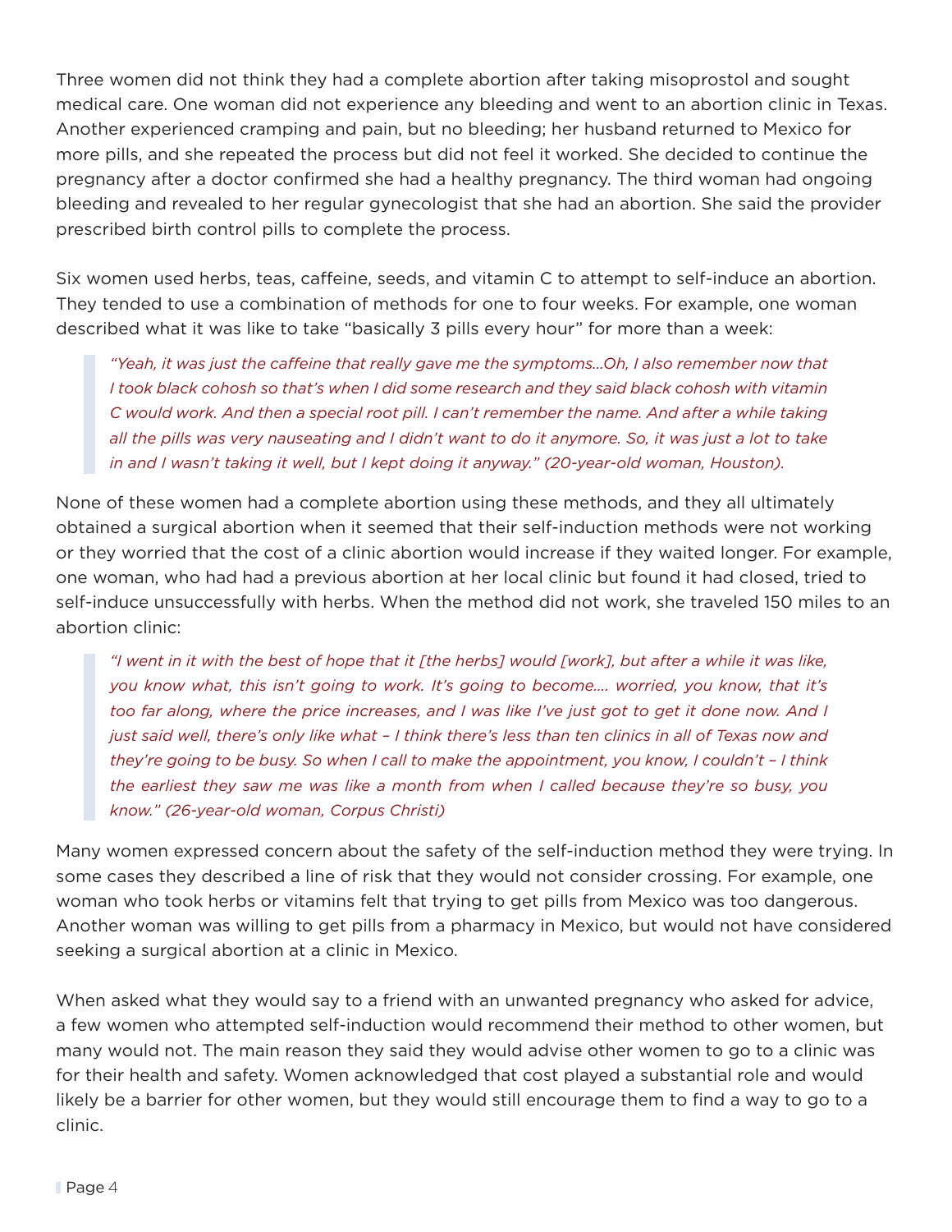Three women did not think they had a complete abortion after taking misoprostol and sought medical care. One woman did not experience any bleeding and went to an abortion clinic in Texas. Another experienced cramping and pain, but no bleeding; her husband returned to Mexico for more pills, and she repeated the process but did not feel it worked. She decided to continue the pregnancy after a doctor confirmed she had a healthy pregnancy. The third woman had ongoing bleeding and revealed to her regular gynecologist that she had an abortion. She said the provider prescribed birth control pills to complete the process.

Six women used herbs, teas, caffeine, seeds, and vitamin C to attempt to self-induce an abortion. They tended to use a combination of methods for one to four weeks. For example, one woman described what it was like to take "basically 3 pills every hour" for more than a week:

> *"Yeah, it was just the caffeine that really gave me the symptoms…Oh, I also remember now that I took black cohosh so that's when I did some research and they said black cohosh with vitamin C would work. And then a special root pill. I can't remember the name. And after a while taking all the pills was very nauseating and I didn't want to do it anymore. So, it was just a lot to take in and I wasn't taking it well, but I kept doing it anyway." (20-year-old woman, Houston).*

None of these women had a complete abortion using these methods, and they all ultimately obtained a surgical abortion when it seemed that their self-induction methods were not working or they worried that the cost of a clinic abortion would increase if they waited longer. For example, one woman, who had had a previous abortion at her local clinic but found it had closed, tried to self-induce unsuccessfully with herbs. When the method did not work, she traveled 150 miles to an abortion clinic:

> *"I went in it with the best of hope that it [the herbs] would [work], but after a while it was like, you know what, this isn't going to work. It's going to become…. worried, you know, that it's too far along, where the price increases, and I was like I've just got to get it done now. And I just said well, there's only like what – I think there's less than ten clinics in all of Texas now and they're going to be busy. So when I call to make the appointment, you know, I couldn't – I think the earliest they saw me was like a month from when I called because they're so busy, you know." (26-year-old woman, Corpus Christi)*

Many women expressed concern about the safety of the self-induction method they were trying. In some cases they described a line of risk that they would not consider crossing. For example, one woman who took herbs or vitamins felt that trying to get pills from Mexico was too dangerous. Another woman was willing to get pills from a pharmacy in Mexico, but would not have considered seeking a surgical abortion at a clinic in Mexico.

When asked what they would say to a friend with an unwanted pregnancy who asked for advice, a few women who attempted self-induction would recommend their method to other women, but many would not. The main reason they said they would advise other women to go to a clinic was for their health and safety. Women acknowledged that cost played a substantial role and would likely be a barrier for other women, but they would still encourage them to find a way to go to a clinic.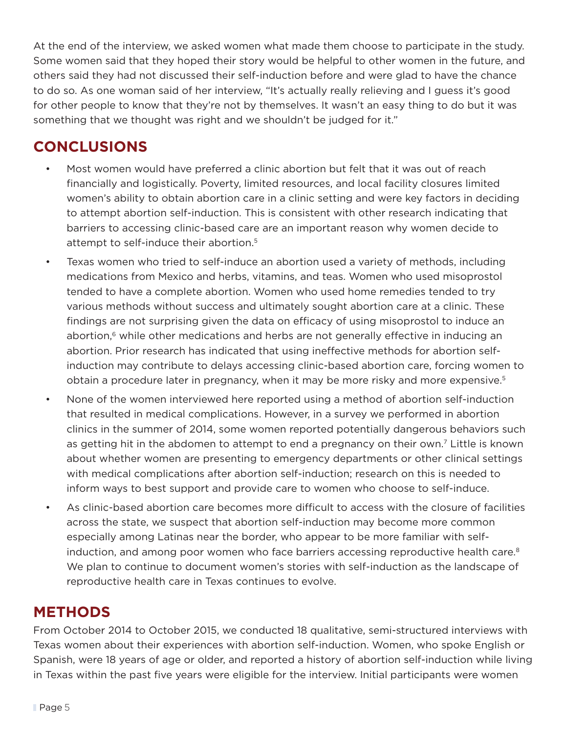At the end of the interview, we asked women what made them choose to participate in the study. Some women said that they hoped their story would be helpful to other women in the future, and others said they had not discussed their self-induction before and were glad to have the chance to do so. As one woman said of her interview, "It's actually really relieving and I guess it's good for other people to know that they're not by themselves. It wasn't an easy thing to do but it was something that we thought was right and we shouldn't be judged for it."

## CONCLUSIONS

- Most women would have preferred a clinic abortion but felt that it was out of reach financially and logistically. Poverty, limited resources, and local facility closures limited women's ability to obtain abortion care in a clinic setting and were key factors in deciding to attempt abortion self-induction. This is consistent with other research indicating that barriers to accessing clinic-based care are an important reason why women decide to attempt to self-induce their abortion.[5]
- Texas women who tried to self-induce an abortion used a variety of methods, including medications from Mexico and herbs, vitamins, and teas. Women who used misoprostol tended to have a complete abortion. Women who used home remedies tended to try various methods without success and ultimately sought abortion care at a clinic. These findings are not surprising given the data on efficacy of using misoprostol to induce an abortion,[6] while other medications and herbs are not generally effective in inducing an abortion. Prior research has indicated that using ineffective methods for abortion self-induction may contribute to delays accessing clinic-based abortion care, forcing women to obtain a procedure later in pregnancy, when it may be more risky and more expensive.[5]
- None of the women interviewed here reported using a method of abortion self-induction that resulted in medical complications. However, in a survey we performed in abortion clinics in the summer of 2014, some women reported potentially dangerous behaviors such as getting hit in the abdomen to attempt to end a pregnancy on their own.[7] Little is known about whether women are presenting to emergency departments or other clinical settings with medical complications after abortion self-induction; research on this is needed to inform ways to best support and provide care to women who choose to self-induce.
- As clinic-based abortion care becomes more difficult to access with the closure of facilities across the state, we suspect that abortion self-induction may become more common especially among Latinas near the border, who appear to be more familiar with self-induction, and among poor women who face barriers accessing reproductive health care.[8] We plan to continue to document women's stories with self-induction as the landscape of reproductive health care in Texas continues to evolve.

## METHODS

From October 2014 to October 2015, we conducted 18 qualitative, semi-structured interviews with Texas women about their experiences with abortion self-induction. Women, who spoke English or Spanish, were 18 years of age or older, and reported a history of abortion self-induction while living in Texas within the past five years were eligible for the interview. Initial participants were women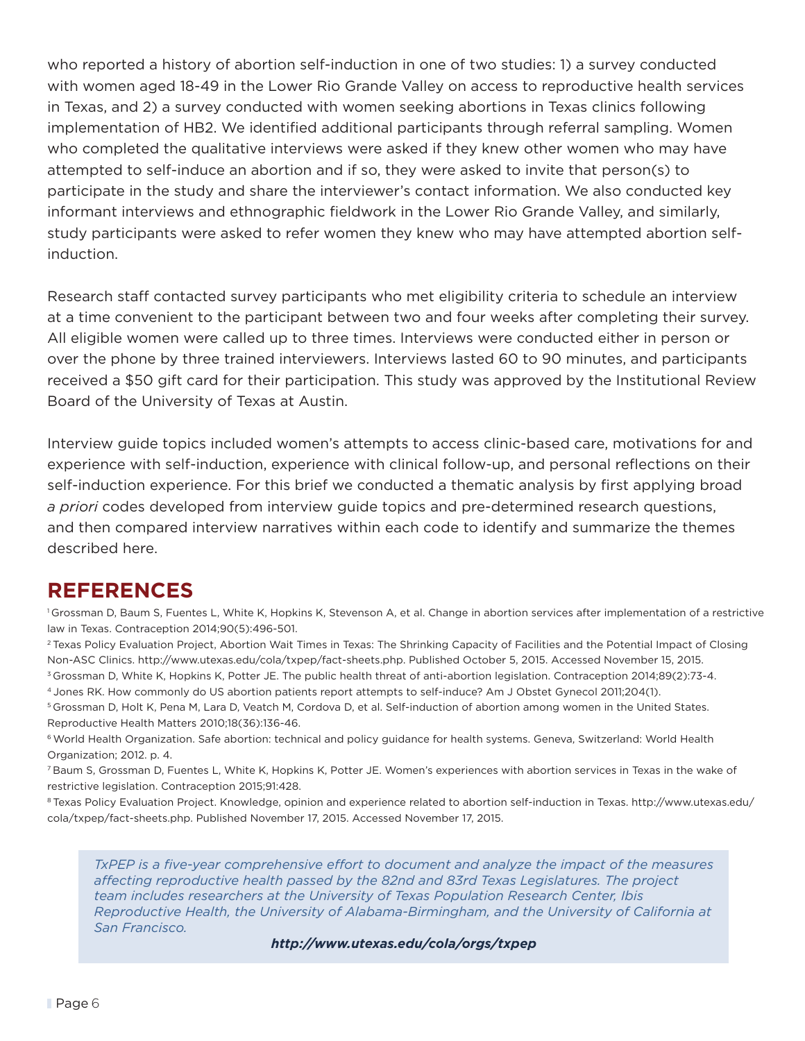who reported a history of abortion self-induction in one of two studies: 1) a survey conducted with women aged 18-49 in the Lower Rio Grande Valley on access to reproductive health services in Texas, and 2) a survey conducted with women seeking abortions in Texas clinics following implementation of HB2. We identified additional participants through referral sampling. Women who completed the qualitative interviews were asked if they knew other women who may have attempted to self-induce an abortion and if so, they were asked to invite that person(s) to participate in the study and share the interviewer's contact information. We also conducted key informant interviews and ethnographic fieldwork in the Lower Rio Grande Valley, and similarly, study participants were asked to refer women they knew who may have attempted abortion self-induction.

Research staff contacted survey participants who met eligibility criteria to schedule an interview at a time convenient to the participant between two and four weeks after completing their survey. All eligible women were called up to three times. Interviews were conducted either in person or over the phone by three trained interviewers. Interviews lasted 60 to 90 minutes, and participants received a $50 gift card for their participation. This study was approved by the Institutional Review Board of the University of Texas at Austin.

Interview guide topics included women's attempts to access clinic-based care, motivations for and experience with self-induction, experience with clinical follow-up, and personal reflections on their self-induction experience. For this brief we conducted a thematic analysis by first applying broad *a priori* codes developed from interview guide topics and pre-determined research questions, and then compared interview narratives within each code to identify and summarize the themes described here.

## REFERENCES

[1] Grossman D, Baum S, Fuentes L, White K, Hopkins K, Stevenson A, et al. Change in abortion services after implementation of a restrictive law in Texas. Contraception 2014;90(5):496-501.

[2] Texas Policy Evaluation Project, Abortion Wait Times in Texas: The Shrinking Capacity of Facilities and the Potential Impact of Closing Non-ASC Clinics. http://www.utexas.edu/cola/txpep/fact-sheets.php. Published October 5, 2015. Accessed November 15, 2015.

[3] Grossman D, White K, Hopkins K, Potter JE. The public health threat of anti-abortion legislation. Contraception 2014;89(2):73-4.

[4] Jones RK. How commonly do US abortion patients report attempts to self-induce? Am J Obstet Gynecol 2011;204(1).

[5] Grossman D, Holt K, Pena M, Lara D, Veatch M, Cordova D, et al. Self-induction of abortion among women in the United States. Reproductive Health Matters 2010;18(36):136-46.

[6] World Health Organization. Safe abortion: technical and policy guidance for health systems. Geneva, Switzerland: World Health Organization; 2012. p. 4.

[7] Baum S, Grossman D, Fuentes L, White K, Hopkins K, Potter JE. Women's experiences with abortion services in Texas in the wake of restrictive legislation. Contraception 2015;91:428.

[8] Texas Policy Evaluation Project. Knowledge, opinion and experience related to abortion self-induction in Texas. http://www.utexas.edu/cola/txpep/fact-sheets.php. Published November 17, 2015. Accessed November 17, 2015.

*TxPEP is a five-year comprehensive effort to document and analyze the impact of the measures affecting reproductive health passed by the 82nd and 83rd Texas Legislatures. The project team includes researchers at the University of Texas Population Research Center, Ibis Reproductive Health, the University of Alabama-Birmingham, and the University of California at San Francisco.*

***http://www.utexas.edu/cola/orgs/txpep***